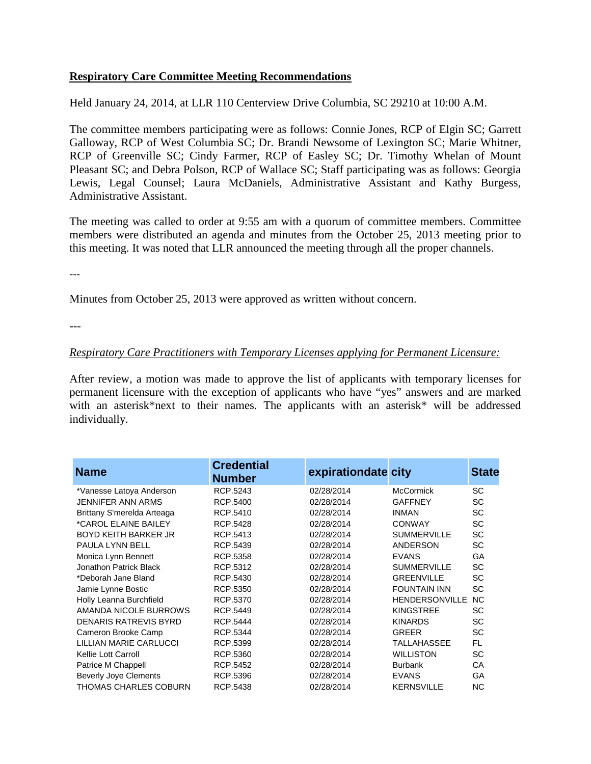**Respiratory Care Committee Meeting Recommendations**

Held January 24, 2014, at LLR 110 Centerview Drive Columbia, SC 29210 at 10:00 A.M.

The committee members participating were as follows: Connie Jones, RCP of Elgin SC; Garrett Galloway, RCP of West Columbia SC; Dr. Brandi Newsome of Lexington SC; Marie Whitner, RCP of Greenville SC; Cindy Farmer, RCP of Easley SC; Dr. Timothy Whelan of Mount Pleasant SC; and Debra Polson, RCP of Wallace SC; Staff participating was as follows: Georgia Lewis, Legal Counsel; Laura McDaniels, Administrative Assistant and Kathy Burgess, Administrative Assistant.

The meeting was called to order at 9:55 am with a quorum of committee members. Committee members were distributed an agenda and minutes from the October 25, 2013 meeting prior to this meeting. It was noted that LLR announced the meeting through all the proper channels.

---

Minutes from October 25, 2013 were approved as written without concern.

---

*Respiratory Care Practitioners with Temporary Licenses applying for Permanent Licensure:*

After review, a motion was made to approve the list of applicants with temporary licenses for permanent licensure with the exception of applicants who have "yes" answers and are marked with an asterisk*next to their names. The applicants with an asterisk* will be addressed individually.

| Name | Credential Number | expirationdate | city | State |
|---|---|---|---|---|
| *Vanesse Latoya Anderson | RCP.5243 | 02/28/2014 | McCormick | SC |
| JENNIFER ANN ARMS | RCP.5400 | 02/28/2014 | GAFFNEY | SC |
| Brittany S'merelda Arteaga | RCP.5410 | 02/28/2014 | INMAN | SC |
| *CAROL ELAINE BAILEY | RCP.5428 | 02/28/2014 | CONWAY | SC |
| BOYD KEITH BARKER JR | RCP.5413 | 02/28/2014 | SUMMERVILLE | SC |
| PAULA LYNN BELL | RCP.5439 | 02/28/2014 | ANDERSON | SC |
| Monica Lynn Bennett | RCP.5358 | 02/28/2014 | EVANS | GA |
| Jonathon Patrick Black | RCP.5312 | 02/28/2014 | SUMMERVILLE | SC |
| *Deborah Jane Bland | RCP.5430 | 02/28/2014 | GREENVILLE | SC |
| Jamie Lynne Bostic | RCP.5350 | 02/28/2014 | FOUNTAIN INN | SC |
| Holly Leanna Burchfield | RCP.5370 | 02/28/2014 | HENDERSONVILLE | NC |
| AMANDA NICOLE BURROWS | RCP.5449 | 02/28/2014 | KINGSTREE | SC |
| DENARIS RATREVIS BYRD | RCP.5444 | 02/28/2014 | KINARDS | SC |
| Cameron Brooke Camp | RCP.5344 | 02/28/2014 | GREER | SC |
| LILLIAN MARIE CARLUCCI | RCP.5399 | 02/28/2014 | TALLAHASSEE | FL |
| Kellie Lott Carroll | RCP.5360 | 02/28/2014 | WILLISTON | SC |
| Patrice M Chappell | RCP.5452 | 02/28/2014 | Burbank | CA |
| Beverly Joye Clements | RCP.5396 | 02/28/2014 | EVANS | GA |
| THOMAS CHARLES COBURN | RCP.5438 | 02/28/2014 | KERNSVILLE | NC |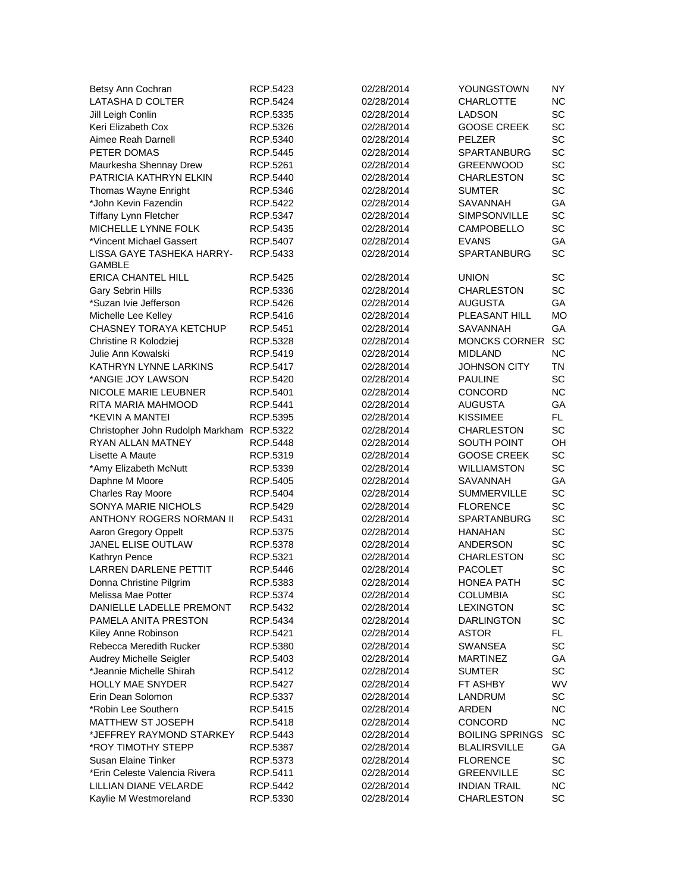| | | | | |
|---|---|---|---|---|
| Betsy Ann Cochran | RCP.5423 | 02/28/2014 | YOUNGSTOWN | NY |
| LATASHA D COLTER | RCP.5424 | 02/28/2014 | CHARLOTTE | NC |
| Jill Leigh Conlin | RCP.5335 | 02/28/2014 | LADSON | SC |
| Keri Elizabeth Cox | RCP.5326 | 02/28/2014 | GOOSE CREEK | SC |
| Aimee Reah Darnell | RCP.5340 | 02/28/2014 | PELZER | SC |
| PETER DOMAS | RCP.5445 | 02/28/2014 | SPARTANBURG | SC |
| Maurkesha Shennay Drew | RCP.5261 | 02/28/2014 | GREENWOOD | SC |
| PATRICIA KATHRYN ELKIN | RCP.5440 | 02/28/2014 | CHARLESTON | SC |
| Thomas Wayne Enright | RCP.5346 | 02/28/2014 | SUMTER | SC |
| *John Kevin Fazendin | RCP.5422 | 02/28/2014 | SAVANNAH | GA |
| Tiffany Lynn Fletcher | RCP.5347 | 02/28/2014 | SIMPSONVILLE | SC |
| MICHELLE LYNNE FOLK | RCP.5435 | 02/28/2014 | CAMPOBELLO | SC |
| *Vincent Michael Gassert | RCP.5407 | 02/28/2014 | EVANS | GA |
| LISSA GAYE TASHEKA HARRY-GAMBLE | RCP.5433 | 02/28/2014 | SPARTANBURG | SC |
| ERICA CHANTEL HILL | RCP.5425 | 02/28/2014 | UNION | SC |
| Gary Sebrin Hills | RCP.5336 | 02/28/2014 | CHARLESTON | SC |
| *Suzan Ivie Jefferson | RCP.5426 | 02/28/2014 | AUGUSTA | GA |
| Michelle Lee Kelley | RCP.5416 | 02/28/2014 | PLEASANT HILL | MO |
| CHASNEY TORAYA KETCHUP | RCP.5451 | 02/28/2014 | SAVANNAH | GA |
| Christine R Kolodziej | RCP.5328 | 02/28/2014 | MONCKS CORNER | SC |
| Julie Ann Kowalski | RCP.5419 | 02/28/2014 | MIDLAND | NC |
| KATHRYN LYNNE LARKINS | RCP.5417 | 02/28/2014 | JOHNSON CITY | TN |
| *ANGIE JOY LAWSON | RCP.5420 | 02/28/2014 | PAULINE | SC |
| NICOLE MARIE LEUBNER | RCP.5401 | 02/28/2014 | CONCORD | NC |
| RITA MARIA MAHMOOD | RCP.5441 | 02/28/2014 | AUGUSTA | GA |
| *KEVIN A MANTEI | RCP.5395 | 02/28/2014 | KISSIMEE | FL |
| Christopher John Rudolph Markham | RCP.5322 | 02/28/2014 | CHARLESTON | SC |
| RYAN ALLAN MATNEY | RCP.5448 | 02/28/2014 | SOUTH POINT | OH |
| Lisette A Maute | RCP.5319 | 02/28/2014 | GOOSE CREEK | SC |
| *Amy Elizabeth McNutt | RCP.5339 | 02/28/2014 | WILLIAMSTON | SC |
| Daphne M Moore | RCP.5405 | 02/28/2014 | SAVANNAH | GA |
| Charles Ray Moore | RCP.5404 | 02/28/2014 | SUMMERVILLE | SC |
| SONYA MARIE NICHOLS | RCP.5429 | 02/28/2014 | FLORENCE | SC |
| ANTHONY ROGERS NORMAN II | RCP.5431 | 02/28/2014 | SPARTANBURG | SC |
| Aaron Gregory Oppelt | RCP.5375 | 02/28/2014 | HANAHAN | SC |
| JANEL ELISE OUTLAW | RCP.5378 | 02/28/2014 | ANDERSON | SC |
| Kathryn Pence | RCP.5321 | 02/28/2014 | CHARLESTON | SC |
| LARREN DARLENE PETTIT | RCP.5446 | 02/28/2014 | PACOLET | SC |
| Donna Christine Pilgrim | RCP.5383 | 02/28/2014 | HONEA PATH | SC |
| Melissa Mae Potter | RCP.5374 | 02/28/2014 | COLUMBIA | SC |
| DANIELLE LADELLE PREMONT | RCP.5432 | 02/28/2014 | LEXINGTON | SC |
| PAMELA ANITA PRESTON | RCP.5434 | 02/28/2014 | DARLINGTON | SC |
| Kiley Anne Robinson | RCP.5421 | 02/28/2014 | ASTOR | FL |
| Rebecca Meredith Rucker | RCP.5380 | 02/28/2014 | SWANSEA | SC |
| Audrey Michelle Seigler | RCP.5403 | 02/28/2014 | MARTINEZ | GA |
| *Jeannie Michelle Shirah | RCP.5412 | 02/28/2014 | SUMTER | SC |
| HOLLY MAE SNYDER | RCP.5427 | 02/28/2014 | FT ASHBY | WV |
| Erin Dean Solomon | RCP.5337 | 02/28/2014 | LANDRUM | SC |
| *Robin Lee Southern | RCP.5415 | 02/28/2014 | ARDEN | NC |
| MATTHEW ST JOSEPH | RCP.5418 | 02/28/2014 | CONCORD | NC |
| *JEFFREY RAYMOND STARKEY | RCP.5443 | 02/28/2014 | BOILING SPRINGS | SC |
| *ROY TIMOTHY STEPP | RCP.5387 | 02/28/2014 | BLALIRSVILLE | GA |
| Susan Elaine Tinker | RCP.5373 | 02/28/2014 | FLORENCE | SC |
| *Erin Celeste Valencia Rivera | RCP.5411 | 02/28/2014 | GREENVILLE | SC |
| LILLIAN DIANE VELARDE | RCP.5442 | 02/28/2014 | INDIAN TRAIL | NC |
| Kaylie M Westmoreland | RCP.5330 | 02/28/2014 | CHARLESTON | SC |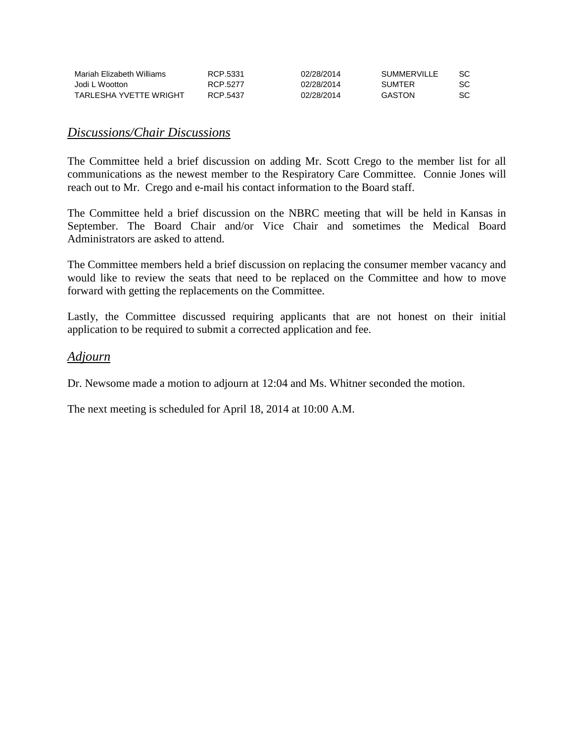| | | | | |
|---|---|---|---|---|
| Mariah Elizabeth Williams | RCP.5331 | 02/28/2014 | SUMMERVILLE | SC |
| Jodi L Wootton | RCP.5277 | 02/28/2014 | SUMTER | SC |
| TARLESHA YVETTE WRIGHT | RCP.5437 | 02/28/2014 | GASTON | SC |

## *Discussions/Chair Discussions*

The Committee held a brief discussion on adding Mr. Scott Crego to the member list for all communications as the newest member to the Respiratory Care Committee. Connie Jones will reach out to Mr. Crego and e-mail his contact information to the Board staff.

The Committee held a brief discussion on the NBRC meeting that will be held in Kansas in September. The Board Chair and/or Vice Chair and sometimes the Medical Board Administrators are asked to attend.

The Committee members held a brief discussion on replacing the consumer member vacancy and would like to review the seats that need to be replaced on the Committee and how to move forward with getting the replacements on the Committee.

Lastly, the Committee discussed requiring applicants that are not honest on their initial application to be required to submit a corrected application and fee.

## *Adjourn*

Dr. Newsome made a motion to adjourn at 12:04 and Ms. Whitner seconded the motion.

The next meeting is scheduled for April 18, 2014 at 10:00 A.M.